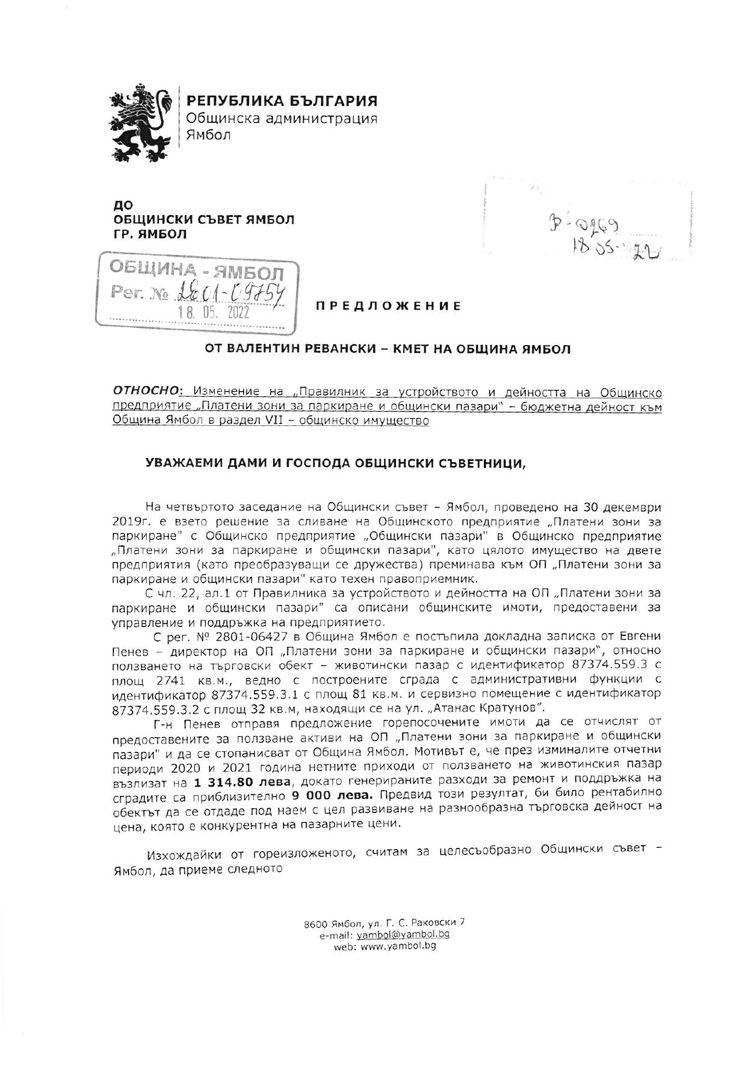**РЕПУБЛИКА БЪЛГАРИЯ**
Общинска администрация
Ямбол

**ДО**
**ОБЩИНСКИ СЪВЕТ ЯМБОЛ**
**ГР. ЯМБОЛ**

ОБЩИНА - ЯМБОЛ
Рег. № 2801-09754
18. 05. 2022

В-0269
18.05.2022

# ПРЕДЛОЖЕНИЕ

## ОТ ВАЛЕНТИН РЕВАНСКИ – КМЕТ НА ОБЩИНА ЯМБОЛ

***ОТНОСНО:*** Изменение на „Правилник за устройството и дейността на Общинско предприятие „Платени зони за паркиране и общински пазари" – бюджетна дейност към Община Ямбол в раздел VII – общинско имущество

### УВАЖАЕМИ ДАМИ И ГОСПОДА ОБЩИНСКИ СЪВЕТНИЦИ,

На четвъртото заседание на Общински съвет – Ямбол, проведено на 30 декември 2019г. е взето решение за сливане на Общинското предприятие „Платени зони за паркиране" с Общинско предприятие „Общински пазари" в Общинско предприятие „Платени зони за паркиране и общински пазари", като цялото имущество на двете предприятия (като преобразуващи се дружества) преминава към ОП „Платени зони за паркиране и общински пазари" като техен правоприемник.

С чл. 22, ал.1 от Правилника за устройството и дейността на ОП „Платени зони за паркиране и общински пазари" са описани общинските имоти, предоставени за управление и поддръжка на предприятието.

С рег. № 2801-06427 в Община Ямбол е постъпила докладна записка от Евгени Пенев – директор на ОП „Платени зони за паркиране и общински пазари", относно ползването на търговски обект – животински пазар с идентификатор 87374.559.3 с площ 2741 кв.м., ведно с построените сграда с административни функции с идентификатор 87374.559.3.1 с площ 81 кв.м. и сервизно помещение с идентификатор 87374.559.3.2 с площ 32 кв.м, находящи се на ул. „Атанас Кратунов".

Г-н Пенев отправя предложение горепосочените имоти да се отчислят от предоставените за ползване активи на ОП „Платени зони за паркиране и общински пазари" и да се стопанисват от Община Ямбол. Мотивът е, че през изминалите отчетни периоди 2020 и 2021 година нетните приходи от ползването на животинския пазар възлизат на **1 314.80 лева**, докато генерираните разходи за ремонт и поддръжка на сградите са приблизително **9 000 лева.** Предвид този резултат, би било рентабилно обектът да се отдаде под наем с цел развиване на разнообразна търговска дейност на цена, която е конкурентна на пазарните цени.

Изхождайки от гореизложеното, считам за целесъобразно Общински съвет – Ямбол, да приеме следното

8600 Ямбол, ул. Г. С. Раковски 7
e-mail: yambol@yambol.bg
web: www.yambol.bg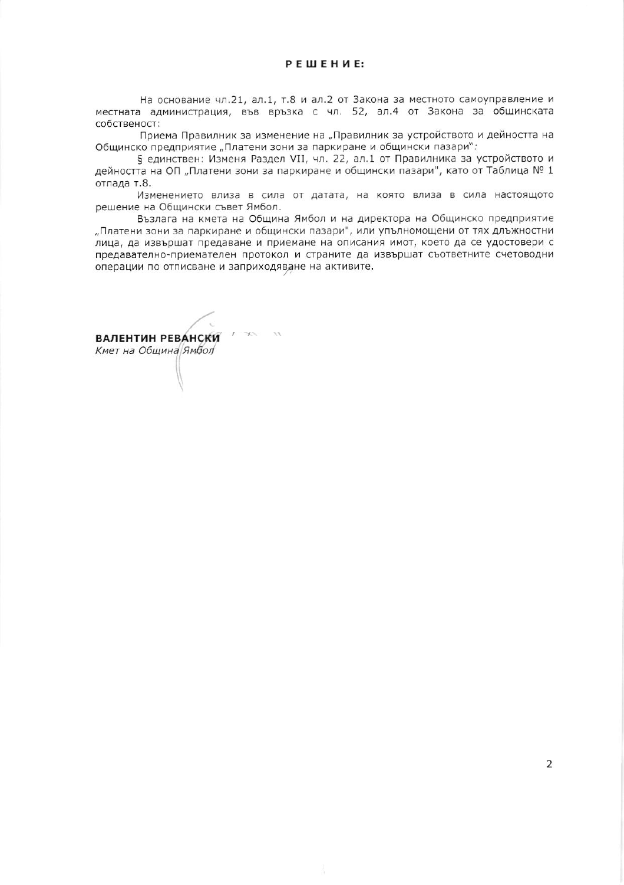**Р Е Ш Е Н И Е:**

На основание чл.21, ал.1, т.8 и ал.2 от Закона за местното самоуправление и местната администрация, във връзка с чл. 52, ал.4 от Закона за общинската собственост:

Приема Правилник за изменение на „Правилник за устройството и дейността на Общинско предприятие „Платени зони за паркиране и общински пазари":

§ единствен: Изменя Раздел VII, чл. 22, ал.1 от Правилника за устройството и дейността на ОП „Платени зони за паркиране и общински пазари", като от Таблица № 1 отпада т.8.

Изменението влиза в сила от датата, на която влиза в сила настоящото решение на Общински съвет Ямбол.

Възлага на кмета на Община Ямбол и на директора на Общинско предприятие „Платени зони за паркиране и общински пазари", или упълномощени от тях длъжностни лица, да извършат предаване и приемане на описания имот, което да се удостовери с предавателно-приемателен протокол и страните да извършат съответните счетоводни операции по отписване и заприходяване на активите.

**ВАЛЕНТИН РЕВАНСКИ**
*Кмет на Община Ямбол*